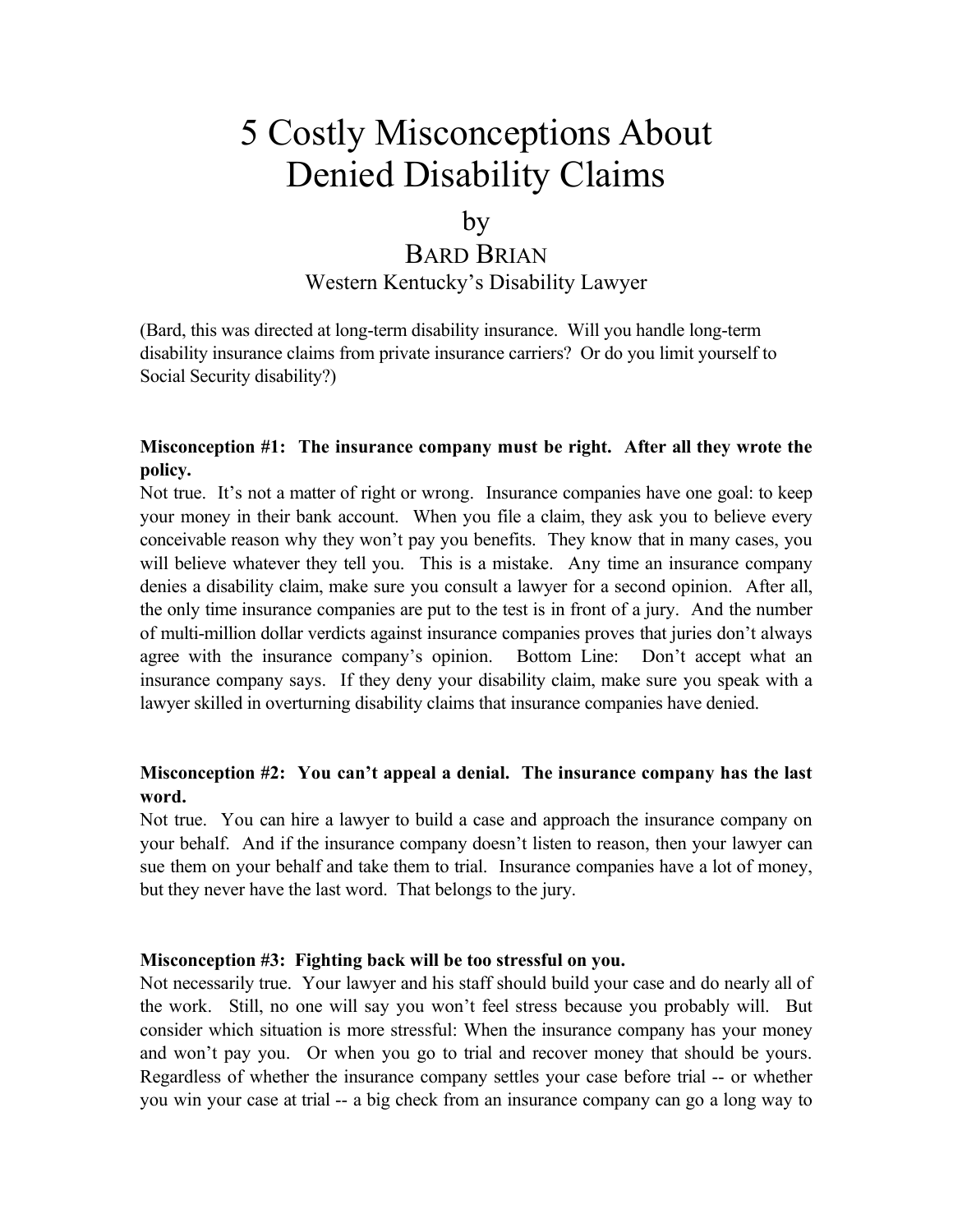# 5 Costly Misconceptions About Denied Disability Claims

by

BARD BRIAN

Western Kentucky's Disability Lawyer

(Bard, this was directed at long-term disability insurance. Will you handle long-term disability insurance claims from private insurance carriers? Or do you limit yourself to Social Security disability?)

**Misconception #1: The insurance company must be right. After all they wrote the policy.**

Not true. It's not a matter of right or wrong. Insurance companies have one goal: to keep your money in their bank account. When you file a claim, they ask you to believe every conceivable reason why they won't pay you benefits. They know that in many cases, you will believe whatever they tell you. This is a mistake. Any time an insurance company denies a disability claim, make sure you consult a lawyer for a second opinion. After all, the only time insurance companies are put to the test is in front of a jury. And the number of multi-million dollar verdicts against insurance companies proves that juries don't always agree with the insurance company's opinion. Bottom Line: Don't accept what an insurance company says. If they deny your disability claim, make sure you speak with a lawyer skilled in overturning disability claims that insurance companies have denied.

**Misconception #2: You can't appeal a denial. The insurance company has the last word.**

Not true. You can hire a lawyer to build a case and approach the insurance company on your behalf. And if the insurance company doesn't listen to reason, then your lawyer can sue them on your behalf and take them to trial. Insurance companies have a lot of money, but they never have the last word. That belongs to the jury.

**Misconception #3: Fighting back will be too stressful on you.**

Not necessarily true. Your lawyer and his staff should build your case and do nearly all of the work. Still, no one will say you won't feel stress because you probably will. But consider which situation is more stressful: When the insurance company has your money and won't pay you. Or when you go to trial and recover money that should be yours. Regardless of whether the insurance company settles your case before trial -- or whether you win your case at trial -- a big check from an insurance company can go a long way to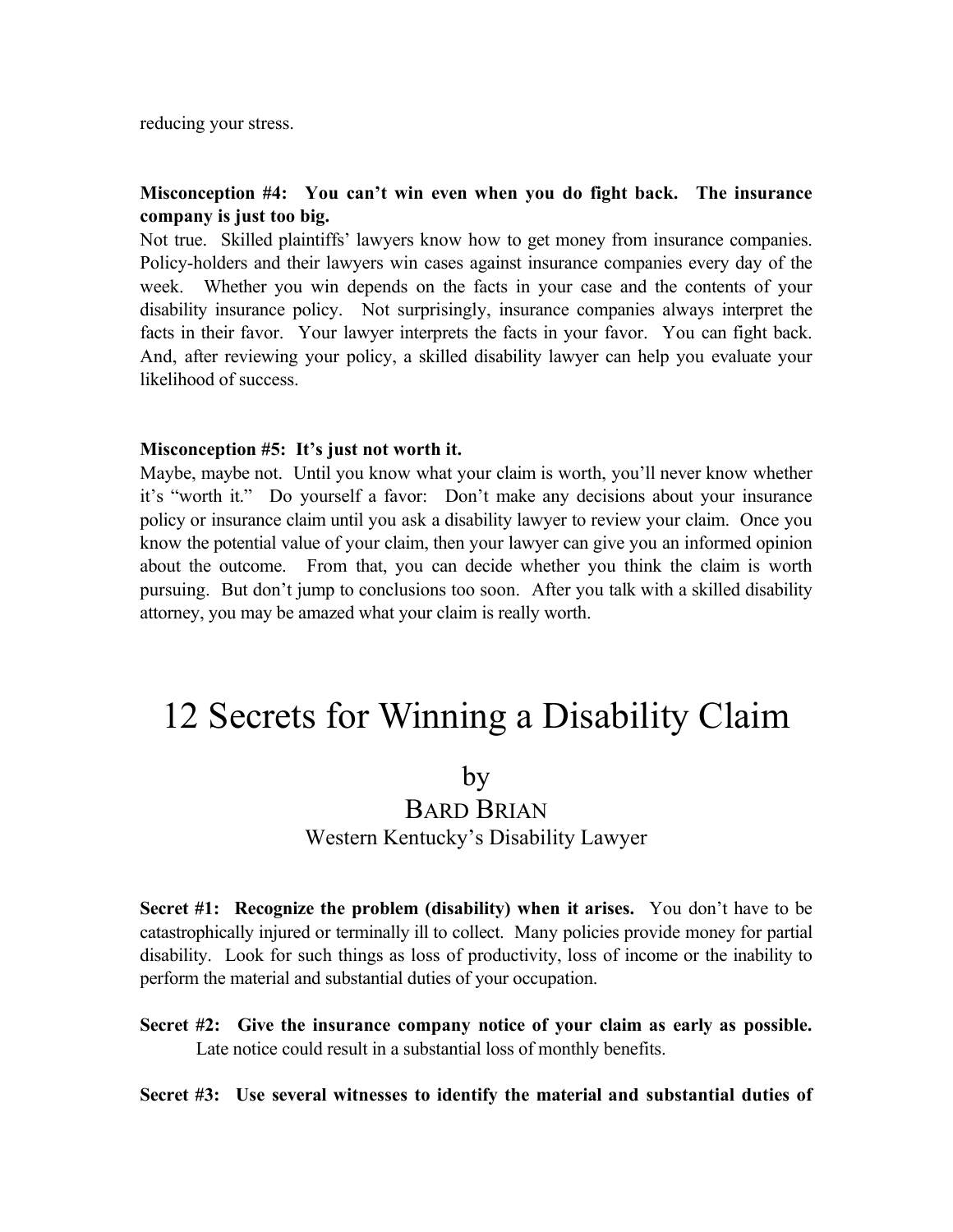reducing your stress.

**Misconception #4: You can't win even when you do fight back. The insurance company is just too big.**

Not true. Skilled plaintiffs' lawyers know how to get money from insurance companies. Policy-holders and their lawyers win cases against insurance companies every day of the week. Whether you win depends on the facts in your case and the contents of your disability insurance policy. Not surprisingly, insurance companies always interpret the facts in their favor. Your lawyer interprets the facts in your favor. You can fight back. And, after reviewing your policy, a skilled disability lawyer can help you evaluate your likelihood of success.

**Misconception #5: It's just not worth it.**

Maybe, maybe not. Until you know what your claim is worth, you'll never know whether it's "worth it." Do yourself a favor: Don't make any decisions about your insurance policy or insurance claim until you ask a disability lawyer to review your claim. Once you know the potential value of your claim, then your lawyer can give you an informed opinion about the outcome. From that, you can decide whether you think the claim is worth pursuing. But don't jump to conclusions too soon. After you talk with a skilled disability attorney, you may be amazed what your claim is really worth.

# 12 Secrets for Winning a Disability Claim

by

BARD BRIAN

Western Kentucky's Disability Lawyer

**Secret #1: Recognize the problem (disability) when it arises.** You don't have to be catastrophically injured or terminally ill to collect. Many policies provide money for partial disability. Look for such things as loss of productivity, loss of income or the inability to perform the material and substantial duties of your occupation.

**Secret #2: Give the insurance company notice of your claim as early as possible.** Late notice could result in a substantial loss of monthly benefits.

**Secret #3: Use several witnesses to identify the material and substantial duties of**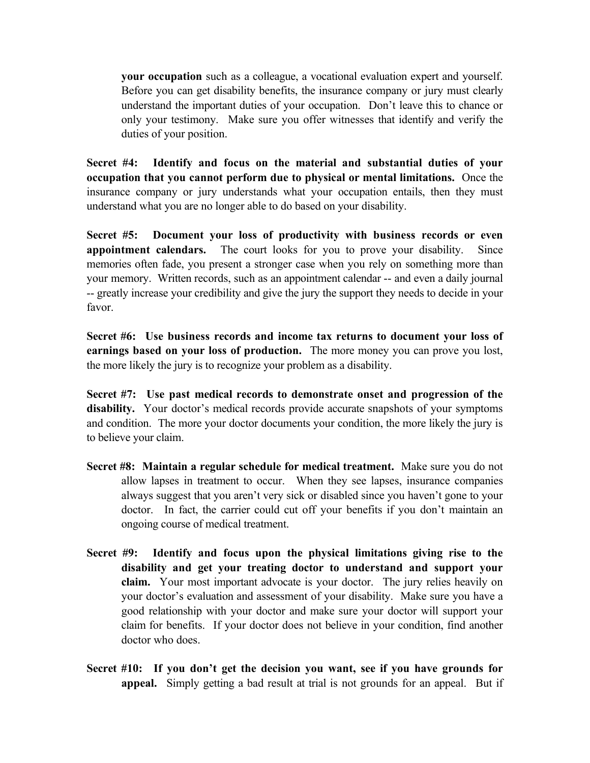**your occupation** such as a colleague, a vocational evaluation expert and yourself. Before you can get disability benefits, the insurance company or jury must clearly understand the important duties of your occupation. Don't leave this to chance or only your testimony. Make sure you offer witnesses that identify and verify the duties of your position.

**Secret #4: Identify and focus on the material and substantial duties of your occupation that you cannot perform due to physical or mental limitations.** Once the insurance company or jury understands what your occupation entails, then they must understand what you are no longer able to do based on your disability.

**Secret #5: Document your loss of productivity with business records or even appointment calendars.** The court looks for you to prove your disability. Since memories often fade, you present a stronger case when you rely on something more than your memory. Written records, such as an appointment calendar -- and even a daily journal -- greatly increase your credibility and give the jury the support they needs to decide in your favor.

**Secret #6: Use business records and income tax returns to document your loss of earnings based on your loss of production.** The more money you can prove you lost, the more likely the jury is to recognize your problem as a disability.

**Secret #7: Use past medical records to demonstrate onset and progression of the disability.** Your doctor's medical records provide accurate snapshots of your symptoms and condition. The more your doctor documents your condition, the more likely the jury is to believe your claim.

**Secret #8: Maintain a regular schedule for medical treatment.** Make sure you do not allow lapses in treatment to occur. When they see lapses, insurance companies always suggest that you aren't very sick or disabled since you haven't gone to your doctor. In fact, the carrier could cut off your benefits if you don't maintain an ongoing course of medical treatment.

**Secret #9: Identify and focus upon the physical limitations giving rise to the disability and get your treating doctor to understand and support your claim.** Your most important advocate is your doctor. The jury relies heavily on your doctor's evaluation and assessment of your disability. Make sure you have a good relationship with your doctor and make sure your doctor will support your claim for benefits. If your doctor does not believe in your condition, find another doctor who does.

**Secret #10: If you don't get the decision you want, see if you have grounds for appeal.** Simply getting a bad result at trial is not grounds for an appeal. But if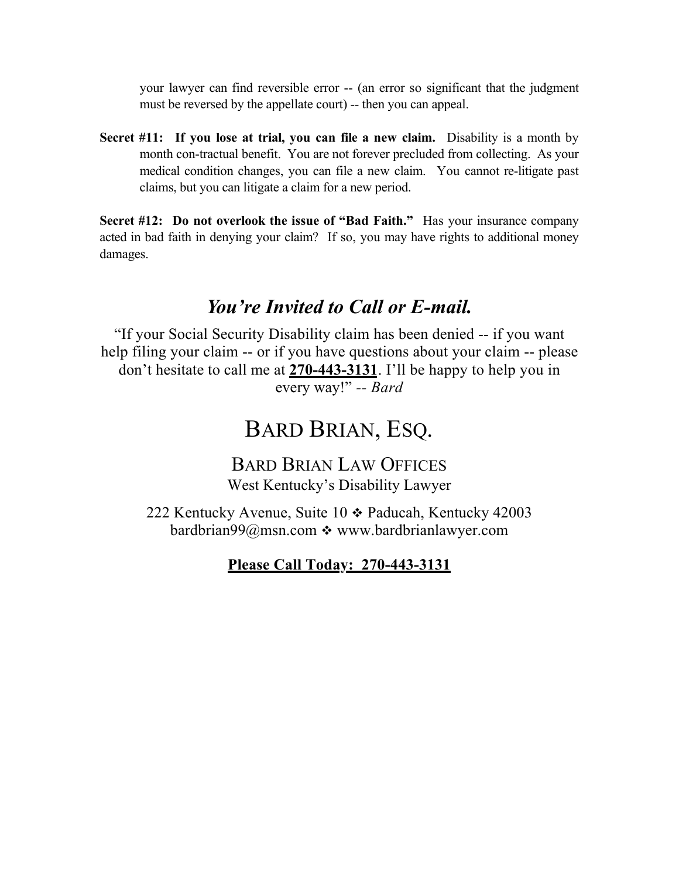your lawyer can find reversible error -- (an error so significant that the judgment must be reversed by the appellate court) -- then you can appeal.

**Secret #11: If you lose at trial, you can file a new claim.** Disability is a month by month con-tractual benefit. You are not forever precluded from collecting. As your medical condition changes, you can file a new claim. You cannot re-litigate past claims, but you can litigate a claim for a new period.

**Secret #12: Do not overlook the issue of "Bad Faith."** Has your insurance company acted in bad faith in denying your claim? If so, you may have rights to additional money damages.

## *You're Invited to Call or E-mail.*

"If your Social Security Disability claim has been denied -- if you want help filing your claim -- or if you have questions about your claim -- please don't hesitate to call me at **270-443-3131**. I'll be happy to help you in every way!" -- *Bard*

# BARD BRIAN, ESQ.

## BARD BRIAN LAW OFFICES

West Kentucky's Disability Lawyer

222 Kentucky Avenue, Suite 10 ❖ Paducah, Kentucky 42003
bardbrian99@msn.com ❖ www.bardbrianlawyer.com

**Please Call Today: 270-443-3131**